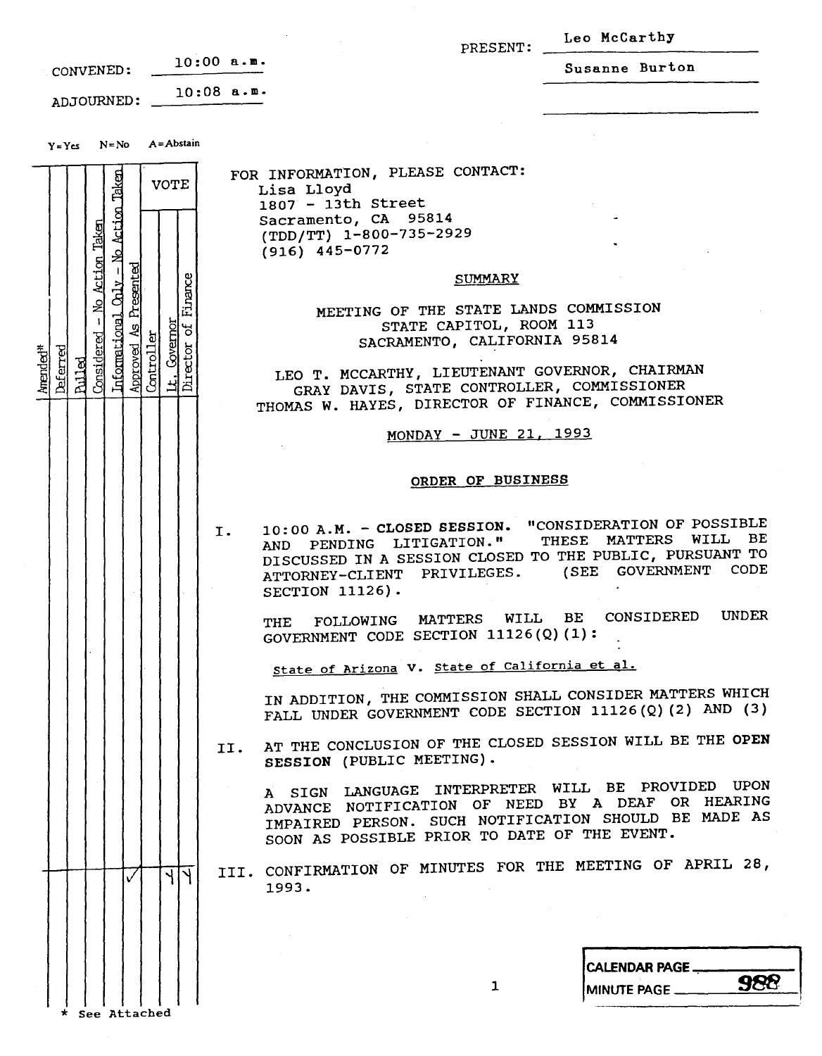CONVENED: 10:00 a.m.

ADJOURNED: 10:08 a.m.

PRESENT: Leo McCarthy

Susanne Burton

Y=Yes N=No A=Abstain

| Amended* | Deferred | Pulled | Considered - No Action Taken | Informational Only - No Action Taken | Approved As Presented | VOTE: Controller | VOTE: Lt. Governor | VOTE: Director of Finance | Item |
|---|---|---|---|---|---|---|---|---|---|
| | | | | | | | | | I. Closed Session |
| | | | | | | | | | II. Open Session |
| | | | | | ✓ | | Y | Y | III. Confirmation of Minutes |

\* See Attached

FOR INFORMATION, PLEASE CONTACT:
Lisa Lloyd
1807 - 13th Street
Sacramento, CA 95814
(TDD/TT) 1-800-735-2929
(916) 445-0772

## SUMMARY

**MEETING OF THE STATE LANDS COMMISSION**
**STATE CAPITOL, ROOM 113**
**SACRAMENTO, CALIFORNIA 95814**

LEO T. MCCARTHY, LIEUTENANT GOVERNOR, CHAIRMAN
GRAY DAVIS, STATE CONTROLLER, COMMISSIONER
THOMAS W. HAYES, DIRECTOR OF FINANCE, COMMISSIONER

MONDAY - JUNE 21, 1993

## ORDER OF BUSINESS

I. 10:00 A.M. - **CLOSED SESSION.** "CONSIDERATION OF POSSIBLE AND PENDING LITIGATION." THESE MATTERS WILL BE DISCUSSED IN A SESSION CLOSED TO THE PUBLIC, PURSUANT TO ATTORNEY-CLIENT PRIVILEGES. (SEE GOVERNMENT CODE SECTION 11126).

THE FOLLOWING MATTERS WILL BE CONSIDERED UNDER GOVERNMENT CODE SECTION 11126(Q)(1):

State of Arizona v. State of California et al.

IN ADDITION, THE COMMISSION SHALL CONSIDER MATTERS WHICH FALL UNDER GOVERNMENT CODE SECTION 11126(Q)(2) AND (3)

II. AT THE CONCLUSION OF THE CLOSED SESSION WILL BE THE **OPEN SESSION** (PUBLIC MEETING).

A SIGN LANGUAGE INTERPRETER WILL BE PROVIDED UPON ADVANCE NOTIFICATION OF NEED BY A DEAF OR HEARING IMPAIRED PERSON. SUCH NOTIFICATION SHOULD BE MADE AS SOON AS POSSIBLE PRIOR TO DATE OF THE EVENT.

III. CONFIRMATION OF MINUTES FOR THE MEETING OF APRIL 28, 1993.

CALENDAR PAGE
MINUTE PAGE 988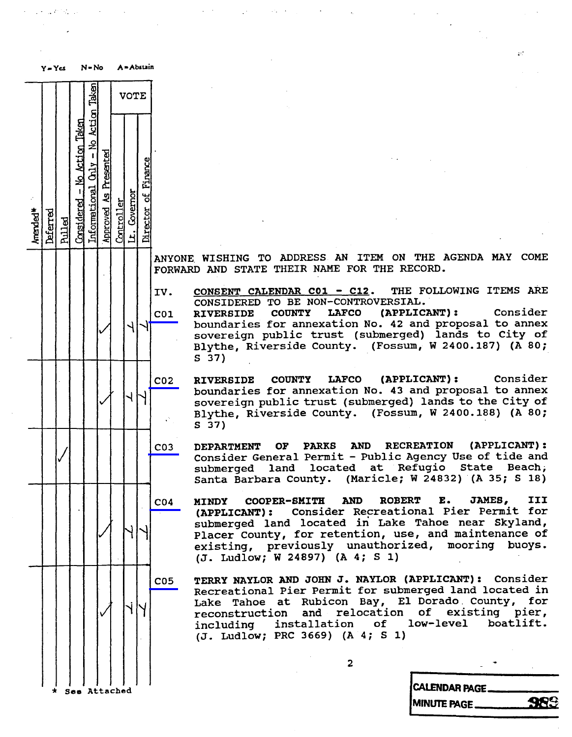Y = Yes N = No A = Abstain

| Amended* | Deferred | Pulled | Considered - No Action Taken | Informational Only - No Action Taken | Approved As Presented | VOTE | | | Item |
|---|---|---|---|---|---|---|---|---|---|
| | | | | | | Controller | Lt. Governor | Director of Finance | |
| | | | | | | | | | ANYONE WISHING TO ADDRESS AN ITEM ON THE AGENDA MAY COME FORWARD AND STATE THEIR NAME FOR THE RECORD. |
| | | | | | | | | | IV. **CONSENT CALENDAR C01 - C12**. THE FOLLOWING ITEMS ARE CONSIDERED TO BE NON-CONTROVERSIAL. |
| | | | | | ✓ | | Y | Y | C01 **RIVERSIDE COUNTY LAFCO (APPLICANT):** Consider boundaries for annexation No. 42 and proposal to annex sovereign public trust (submerged) lands to City of Blythe, Riverside County. (Fossum, W 2400.187) (A 80; S 37) |
| | | | | | ✓ | | Y | Y | C02 **RIVERSIDE COUNTY LAFCO (APPLICANT):** Consider boundaries for annexation No. 43 and proposal to annex sovereign public trust (submerged) lands to the City of Blythe, Riverside County. (Fossum, W 2400.188) (A 80; S 37) |
| | | ✓ | | | | | | | C03 **DEPARTMENT OF PARKS AND RECREATION (APPLICANT):** Consider General Permit - Public Agency Use of tide and submerged land located at Refugio State Beach, Santa Barbara County. (Maricle; W 24832) (A 35; S 18) |
| | | | | | ✓ | | Y | Y | C04 **MINDY COOPER-SMITH AND ROBERT E. JAMES, III (APPLICANT):** Consider Recreational Pier Permit for submerged land located in Lake Tahoe near Skyland, Placer County, for retention, use, and maintenance of existing, previously unauthorized, mooring buoys. (J. Ludlow; W 24897) (A 4; S 1) |
| | | | | | ✓ | | Y | Y | C05 **TERRY NAYLOR AND JOHN J. NAYLOR (APPLICANT):** Consider Recreational Pier Permit for submerged land located in Lake Tahoe at Rubicon Bay, El Dorado County, for reconstruction and relocation of existing pier, including installation of low-level boatlift. (J. Ludlow; PRC 3669) (A 4; S 1) |

\* See Attached

CALENDAR PAGE
MINUTE PAGE 989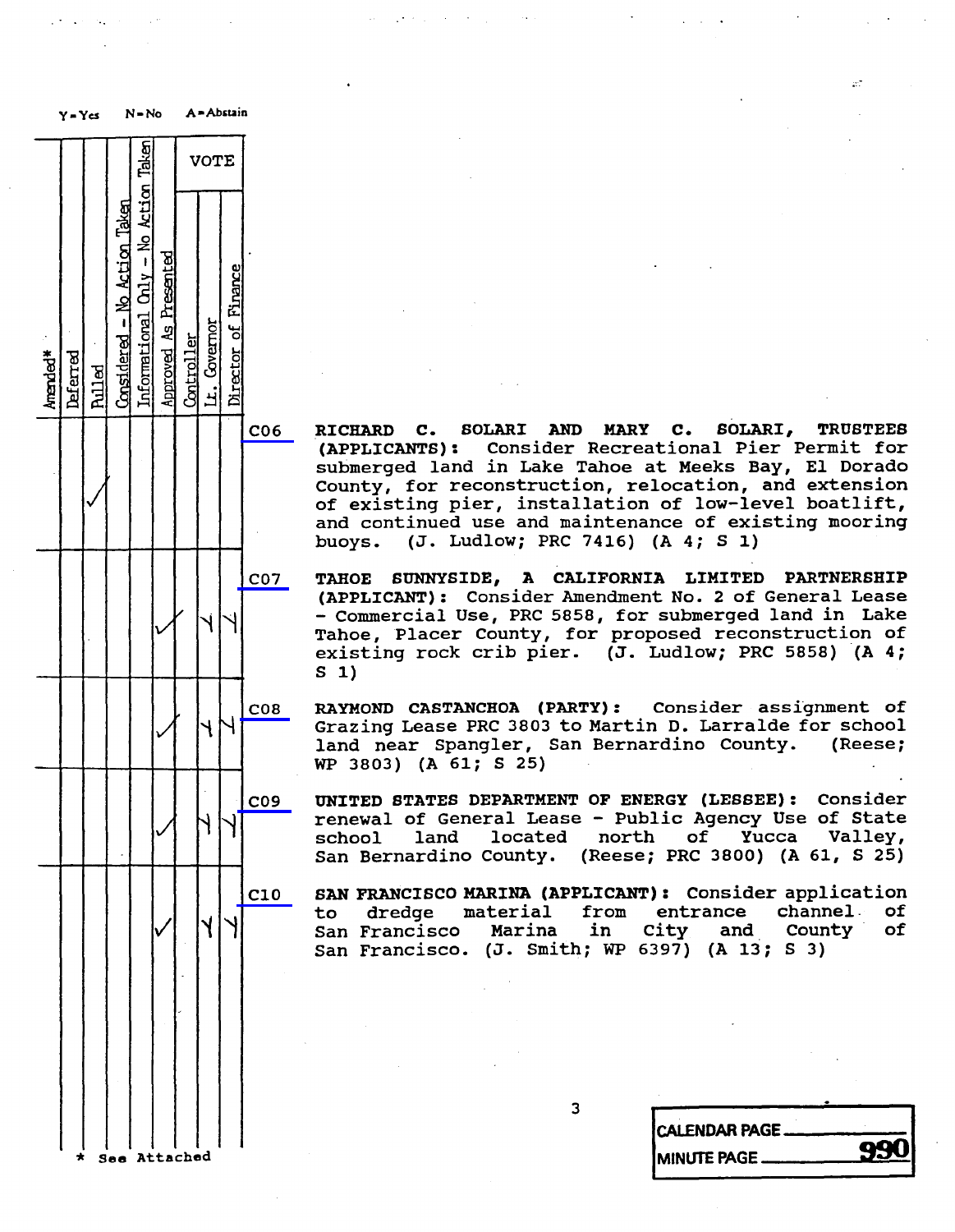Y = Yes N = No A = Abstain

| Amended* | Deferred | Pulled | Considered - No Action Taken | Informational Only - No Action Taken | Approved As Presented | VOTE: Controller | VOTE: Lt. Governor | VOTE: Director of Finance | Item | Description |
|---|---|---|---|---|---|---|---|---|---|---|
| | | ✓ | | | | | | | C06 | **RICHARD C. SOLARI AND MARY C. SOLARI, TRUSTEES (APPLICANTS):** Consider Recreational Pier Permit for submerged land in Lake Tahoe at Meeks Bay, El Dorado County, for reconstruction, relocation, and extension of existing pier, installation of low-level boatlift, and continued use and maintenance of existing mooring buoys. (J. Ludlow; PRC 7416) (A 4; S 1) |
| | | | | | ✓ | | Y | Y | C07 | **TAHOE SUNNYSIDE, A CALIFORNIA LIMITED PARTNERSHIP (APPLICANT):** Consider Amendment No. 2 of General Lease - Commercial Use, PRC 5858, for submerged land in Lake Tahoe, Placer County, for proposed reconstruction of existing rock crib pier. (J. Ludlow; PRC 5858) (A 4; S 1) |
| | | | | | ✓ | | Y | Y | C08 | **RAYMOND CASTANCHOA (PARTY):** Consider assignment of Grazing Lease PRC 3803 to Martin D. Larralde for school land near Spangler, San Bernardino County. (Reese; WP 3803) (A 61; S 25) |
| | | | | | ✓ | | Y | Y | C09 | **UNITED STATES DEPARTMENT OF ENERGY (LESSEE):** Consider renewal of General Lease - Public Agency Use of State school land located north of Yucca Valley, San Bernardino County. (Reese; PRC 3800) (A 61, S 25) |
| | | | | | ✓ | | Y | Y | C10 | **SAN FRANCISCO MARINA (APPLICANT):** Consider application to dredge material from entrance channel of San Francisco Marina in City and County of San Francisco. (J. Smith; WP 6397) (A 13; S 3) |

\* See Attached

CALENDAR PAGE

MINUTE PAGE 990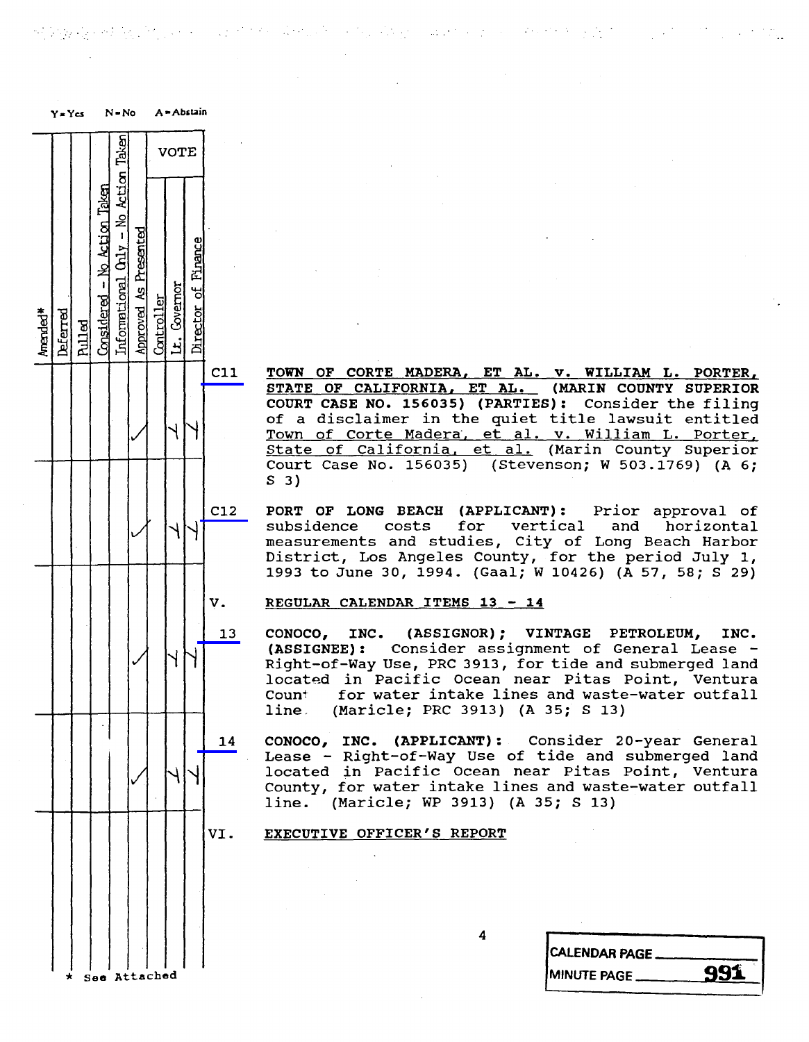Y = Yes N = No A = Abstain

| Amended* | Deferred | Pulled | Considered - No Action Taken | Informational Only - No Action Taken | Approved As Presented | VOTE: Controller | VOTE: Lt. Governor | VOTE: Director of Finance | Item | Description |
|---|---|---|---|---|---|---|---|---|---|---|
| | | | | | ✓ | | Y | Y | C11 | **TOWN OF CORTE MADERA, ET AL. v. WILLIAM L. PORTER, STATE OF CALIFORNIA, ET AL. (MARIN COUNTY SUPERIOR COURT CASE NO. 156035) (PARTIES):** Consider the filing of a disclaimer in the quiet title lawsuit entitled Town of Corte Madera, et al. v. William L. Porter, State of California, et al. (Marin County Superior Court Case No. 156035) (Stevenson; W 503.1769) (A 6; S 3) |
| | | | | | ✓ | | Y | Y | C12 | **PORT OF LONG BEACH (APPLICANT):** Prior approval of subsidence costs for vertical and horizontal measurements and studies, City of Long Beach Harbor District, Los Angeles County, for the period July 1, 1993 to June 30, 1994. (Gaal; W 10426) (A 57, 58; S 29) |
| | | | | | | | | | V. | **REGULAR CALENDAR ITEMS 13 - 14** |
| | | | | | ✓ | | Y | Y | 13 | **CONOCO, INC. (ASSIGNOR); VINTAGE PETROLEUM, INC. (ASSIGNEE):** Consider assignment of General Lease - Right-of-Way Use, PRC 3913, for tide and submerged land located in Pacific Ocean near Pitas Point, Ventura County for water intake lines and waste-water outfall line. (Maricle; PRC 3913) (A 35; S 13) |
| | | | | | ✓ | | Y | Y | 14 | **CONOCO, INC. (APPLICANT):** Consider 20-year General Lease - Right-of-Way Use of tide and submerged land located in Pacific Ocean near Pitas Point, Ventura County, for water intake lines and waste-water outfall line. (Maricle; WP 3913) (A 35; S 13) |
| | | | | | | | | | VI. | **EXECUTIVE OFFICER'S REPORT** |

\* See Attached

CALENDAR PAGE
MINUTE PAGE 991